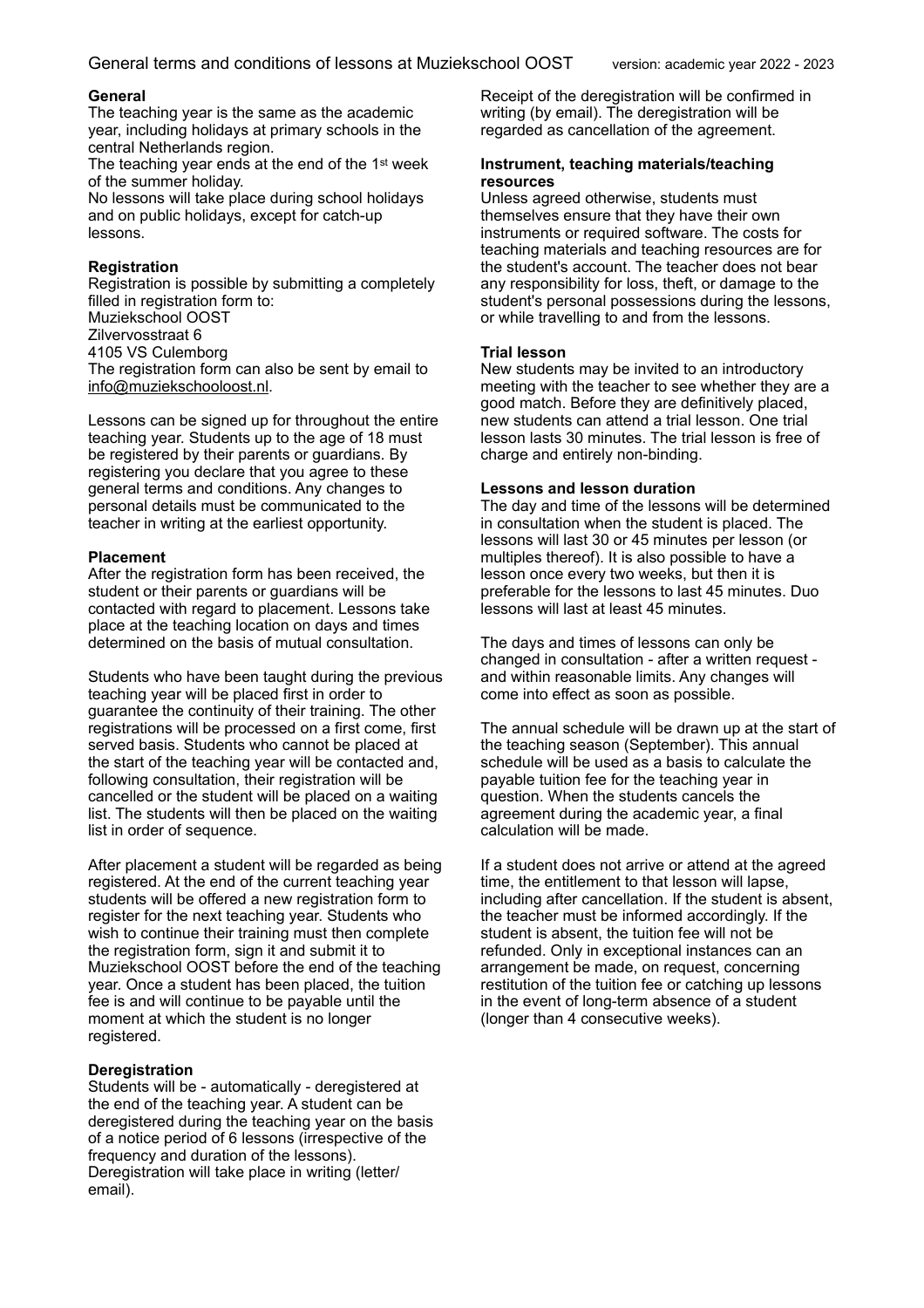# General terms and conditions of lessons at Muziekschool OOST

version: academic year 2022 - 2023

**General**

The teaching year is the same as the academic year, including holidays at primary schools in the central Netherlands region.

The teaching year ends at the end of the 1st week of the summer holiday.

No lessons will take place during school holidays and on public holidays, except for catch-up lessons.

**Registration**

Registration is possible by submitting a completely filled in registration form to:
Muziekschool OOST
Zilvervosstraat 6
4105 VS Culemborg
The registration form can also be sent by email to info@muziekschooloost.nl.

Lessons can be signed up for throughout the entire teaching year. Students up to the age of 18 must be registered by their parents or guardians. By registering you declare that you agree to these general terms and conditions. Any changes to personal details must be communicated to the teacher in writing at the earliest opportunity.

**Placement**

After the registration form has been received, the student or their parents or guardians will be contacted with regard to placement. Lessons take place at the teaching location on days and times determined on the basis of mutual consultation.

Students who have been taught during the previous teaching year will be placed first in order to guarantee the continuity of their training. The other registrations will be processed on a first come, first served basis. Students who cannot be placed at the start of the teaching year will be contacted and, following consultation, their registration will be cancelled or the student will be placed on a waiting list. The students will then be placed on the waiting list in order of sequence.

After placement a student will be regarded as being registered. At the end of the current teaching year students will be offered a new registration form to register for the next teaching year. Students who wish to continue their training must then complete the registration form, sign it and submit it to Muziekschool OOST before the end of the teaching year. Once a student has been placed, the tuition fee is and will continue to be payable until the moment at which the student is no longer registered.

**Deregistration**

Students will be - automatically - deregistered at the end of the teaching year. A student can be deregistered during the teaching year on the basis of a notice period of 6 lessons (irrespective of the frequency and duration of the lessons). Deregistration will take place in writing (letter/ email).

Receipt of the deregistration will be confirmed in writing (by email). The deregistration will be regarded as cancellation of the agreement.

**Instrument, teaching materials/teaching resources**

Unless agreed otherwise, students must themselves ensure that they have their own instruments or required software. The costs for teaching materials and teaching resources are for the student's account. The teacher does not bear any responsibility for loss, theft, or damage to the student's personal possessions during the lessons, or while travelling to and from the lessons.

**Trial lesson**

New students may be invited to an introductory meeting with the teacher to see whether they are a good match. Before they are definitively placed, new students can attend a trial lesson. One trial lesson lasts 30 minutes. The trial lesson is free of charge and entirely non-binding.

**Lessons and lesson duration**

The day and time of the lessons will be determined in consultation when the student is placed. The lessons will last 30 or 45 minutes per lesson (or multiples thereof). It is also possible to have a lesson once every two weeks, but then it is preferable for the lessons to last 45 minutes. Duo lessons will last at least 45 minutes.

The days and times of lessons can only be changed in consultation - after a written request - and within reasonable limits. Any changes will come into effect as soon as possible.

The annual schedule will be drawn up at the start of the teaching season (September). This annual schedule will be used as a basis to calculate the payable tuition fee for the teaching year in question. When the students cancels the agreement during the academic year, a final calculation will be made.

If a student does not arrive or attend at the agreed time, the entitlement to that lesson will lapse, including after cancellation. If the student is absent, the teacher must be informed accordingly. If the student is absent, the tuition fee will not be refunded. Only in exceptional instances can an arrangement be made, on request, concerning restitution of the tuition fee or catching up lessons in the event of long-term absence of a student (longer than 4 consecutive weeks).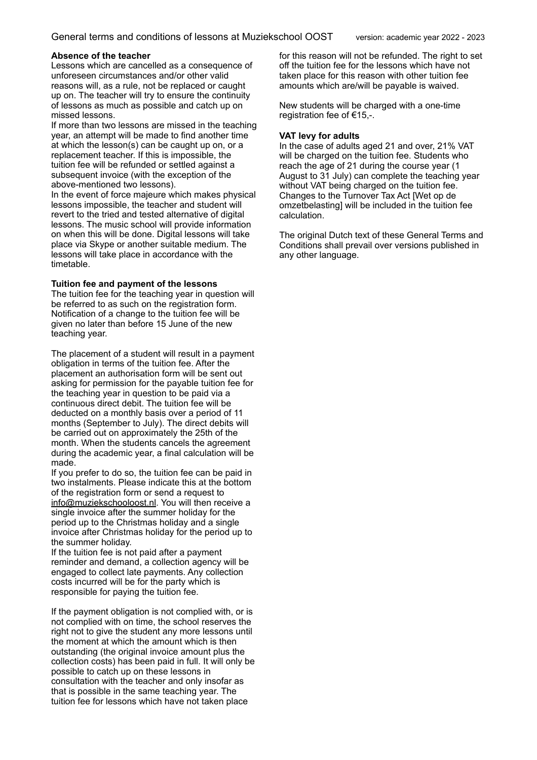### Absence of the teacher

Lessons which are cancelled as a consequence of unforeseen circumstances and/or other valid reasons will, as a rule, not be replaced or caught up on. The teacher will try to ensure the continuity of lessons as much as possible and catch up on missed lessons.
If more than two lessons are missed in the teaching year, an attempt will be made to find another time at which the lesson(s) can be caught up on, or a replacement teacher. If this is impossible, the tuition fee will be refunded or settled against a subsequent invoice (with the exception of the above-mentioned two lessons).
In the event of force majeure which makes physical lessons impossible, the teacher and student will revert to the tried and tested alternative of digital lessons. The music school will provide information on when this will be done. Digital lessons will take place via Skype or another suitable medium. The lessons will take place in accordance with the timetable.

### Tuition fee and payment of the lessons

The tuition fee for the teaching year in question will be referred to as such on the registration form. Notification of a change to the tuition fee will be given no later than before 15 June of the new teaching year.

The placement of a student will result in a payment obligation in terms of the tuition fee. After the placement an authorisation form will be sent out asking for permission for the payable tuition fee for the teaching year in question to be paid via a continuous direct debit. The tuition fee will be deducted on a monthly basis over a period of 11 months (September to July). The direct debits will be carried out on approximately the 25th of the month. When the students cancels the agreement during the academic year, a final calculation will be made.
If you prefer to do so, the tuition fee can be paid in two instalments. Please indicate this at the bottom of the registration form or send a request to info@muziekschooloost.nl. You will then receive a single invoice after the summer holiday for the period up to the Christmas holiday and a single invoice after Christmas holiday for the period up to the summer holiday.
If the tuition fee is not paid after a payment reminder and demand, a collection agency will be engaged to collect late payments. Any collection costs incurred will be for the party which is responsible for paying the tuition fee.

If the payment obligation is not complied with, or is not complied with on time, the school reserves the right not to give the student any more lessons until the moment at which the amount which is then outstanding (the original invoice amount plus the collection costs) has been paid in full. It will only be possible to catch up on these lessons in consultation with the teacher and only insofar as that is possible in the same teaching year. The tuition fee for lessons which have not taken place for this reason will not be refunded. The right to set off the tuition fee for the lessons which have not taken place for this reason with other tuition fee amounts which are/will be payable is waived.

New students will be charged with a one-time registration fee of €15,-.

### VAT levy for adults

In the case of adults aged 21 and over, 21% VAT will be charged on the tuition fee. Students who reach the age of 21 during the course year (1 August to 31 July) can complete the teaching year without VAT being charged on the tuition fee. Changes to the Turnover Tax Act [Wet op de omzetbelasting] will be included in the tuition fee calculation.

The original Dutch text of these General Terms and Conditions shall prevail over versions published in any other language.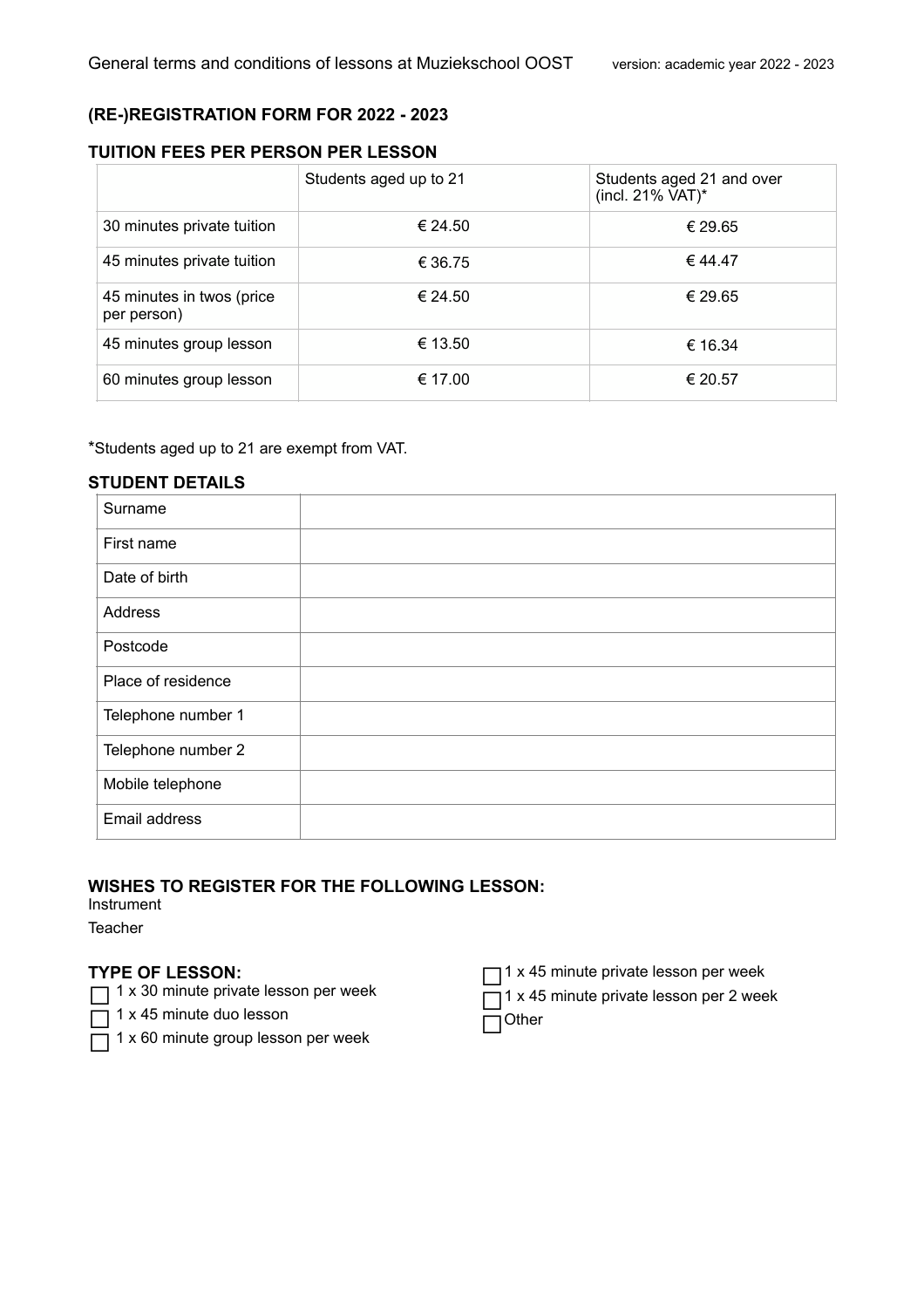## (RE-)REGISTRATION FORM FOR 2022 - 2023

### TUITION FEES PER PERSON PER LESSON

| | Students aged up to 21 | Students aged 21 and over (incl. 21% VAT)* |
|---|---|---|
| 30 minutes private tuition | € 24.50 | € 29.65 |
| 45 minutes private tuition | € 36.75 | € 44.47 |
| 45 minutes in twos (price per person) | € 24.50 | € 29.65 |
| 45 minutes group lesson | € 13.50 | € 16.34 |
| 60 minutes group lesson | € 17.00 | € 20.57 |

*Students aged up to 21 are exempt from VAT.

### STUDENT DETAILS

| | |
|---|---|
| Surname | |
| First name | |
| Date of birth | |
| Address | |
| Postcode | |
| Place of residence | |
| Telephone number 1 | |
| Telephone number 2 | |
| Mobile telephone | |
| Email address | |

### WISHES TO REGISTER FOR THE FOLLOWING LESSON:

Instrument

Teacher

### TYPE OF LESSON:

- ☐ 1 x 30 minute private lesson per week
- ☐ 1 x 45 minute duo lesson
- ☐ 1 x 60 minute group lesson per week
- ☐ 1 x 45 minute private lesson per week
- ☐ 1 x 45 minute private lesson per 2 week
- ☐ Other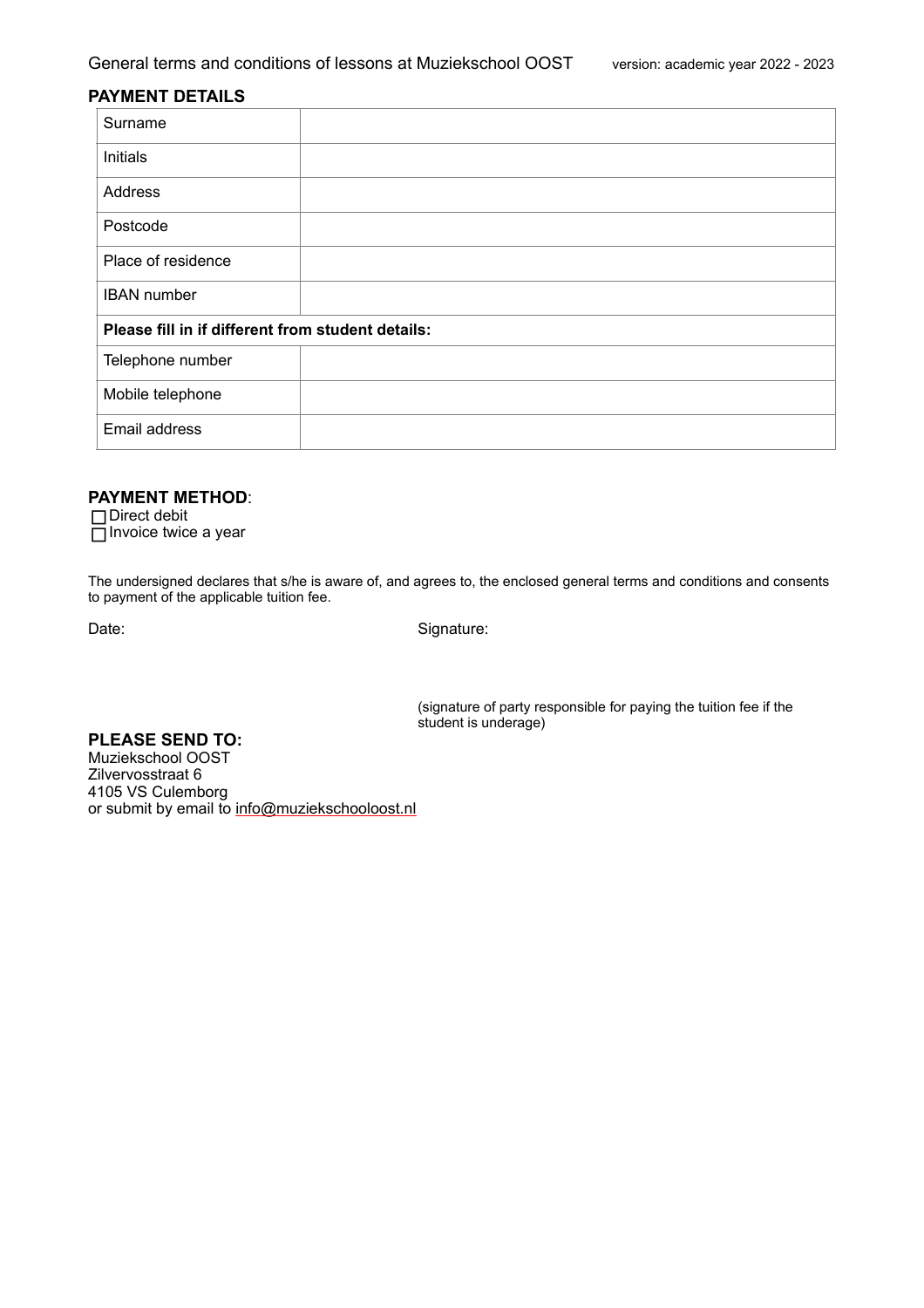## PAYMENT DETAILS

| | |
|---|---|
| Surname | |
| Initials | |
| Address | |
| Postcode | |
| Place of residence | |
| IBAN number | |
| **Please fill in if different from student details:** | |
| Telephone number | |
| Mobile telephone | |
| Email address | |

**PAYMENT METHOD**:

☐ Direct debit
☐ Invoice twice a year

The undersigned declares that s/he is aware of, and agrees to, the enclosed general terms and conditions and consents to payment of the applicable tuition fee.

Date:

Signature:

(signature of party responsible for paying the tuition fee if the student is underage)

**PLEASE SEND TO:**
Muziekschool OOST
Zilvervosstraat 6
4105 VS Culemborg
or submit by email to info@muziekschooloost.nl